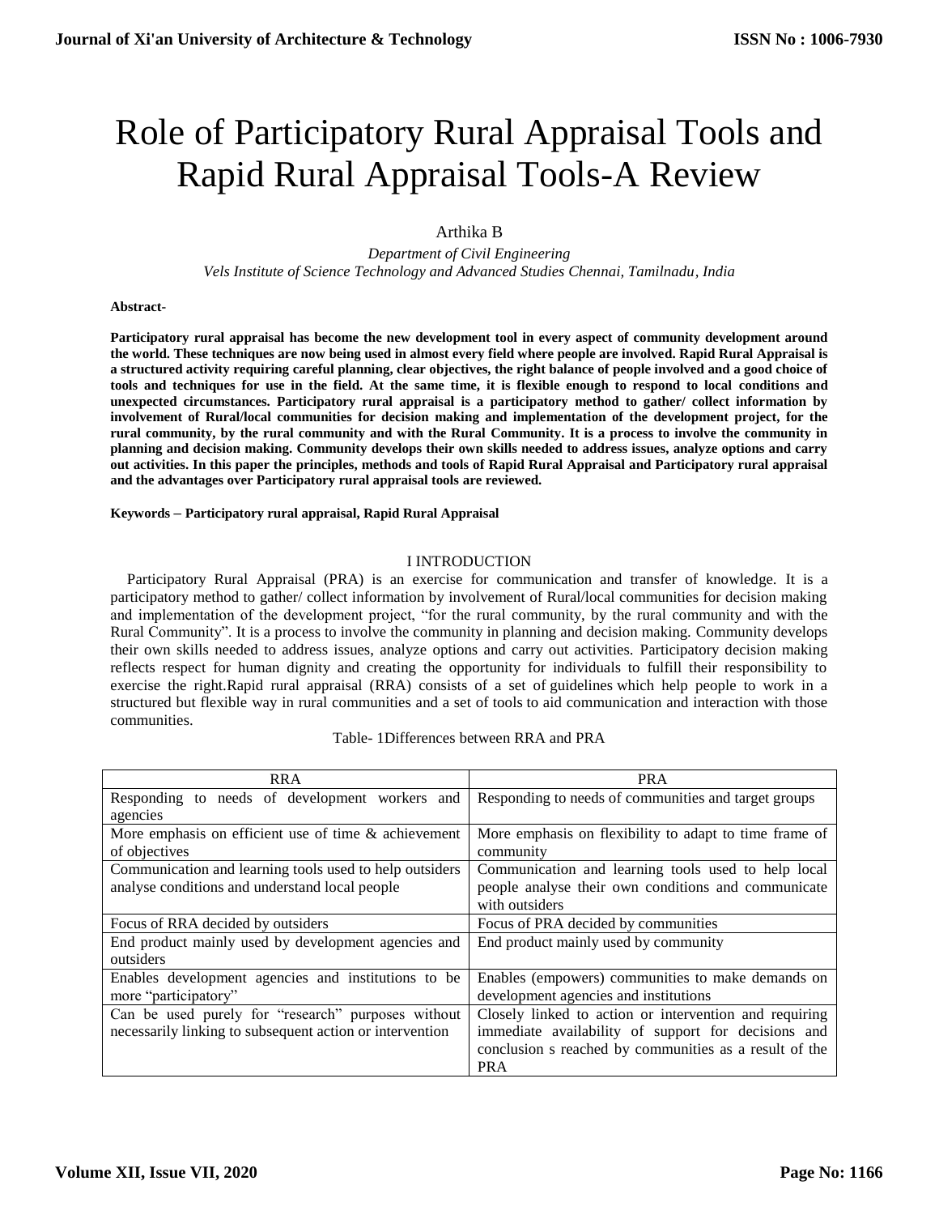# Role of Participatory Rural Appraisal Tools and Rapid Rural Appraisal Tools-A Review

Arthika B

*Department of Civil Engineering*
*Vels Institute of Science Technology and Advanced Studies Chennai, Tamilnadu, India*

**Abstract-**

**Participatory rural appraisal has become the new development tool in every aspect of community development around the world. These techniques are now being used in almost every field where people are involved. Rapid Rural Appraisal is a structured activity requiring careful planning, clear objectives, the right balance of people involved and a good choice of tools and techniques for use in the field. At the same time, it is flexible enough to respond to local conditions and unexpected circumstances. Participatory rural appraisal is a participatory method to gather/ collect information by involvement of Rural/local communities for decision making and implementation of the development project, for the rural community, by the rural community and with the Rural Community. It is a process to involve the community in planning and decision making. Community develops their own skills needed to address issues, analyze options and carry out activities. In this paper the principles, methods and tools of Rapid Rural Appraisal and Participatory rural appraisal and the advantages over Participatory rural appraisal tools are reviewed.**

**Keywords – Participatory rural appraisal, Rapid Rural Appraisal**

## I INTRODUCTION

Participatory Rural Appraisal (PRA) is an exercise for communication and transfer of knowledge. It is a participatory method to gather/ collect information by involvement of Rural/local communities for decision making and implementation of the development project, "for the rural community, by the rural community and with the Rural Community". It is a process to involve the community in planning and decision making. Community develops their own skills needed to address issues, analyze options and carry out activities. Participatory decision making reflects respect for human dignity and creating the opportunity for individuals to fulfill their responsibility to exercise the right.Rapid rural appraisal (RRA) consists of a set of guidelines which help people to work in a structured but flexible way in rural communities and a set of tools to aid communication and interaction with those communities.

Table- 1Differences between RRA and PRA

| RRA | PRA |
|---|---|
| Responding to needs of development workers and agencies | Responding to needs of communities and target groups |
| More emphasis on efficient use of time & achievement of objectives | More emphasis on flexibility to adapt to time frame of community |
| Communication and learning tools used to help outsiders analyse conditions and understand local people | Communication and learning tools used to help local people analyse their own conditions and communicate with outsiders |
| Focus of RRA decided by outsiders | Focus of PRA decided by communities |
| End product mainly used by development agencies and outsiders | End product mainly used by community |
| Enables development agencies and institutions to be more "participatory" | Enables (empowers) communities to make demands on development agencies and institutions |
| Can be used purely for "research" purposes without necessarily linking to subsequent action or intervention | Closely linked to action or intervention and requiring immediate availability of support for decisions and conclusion s reached by communities as a result of the PRA |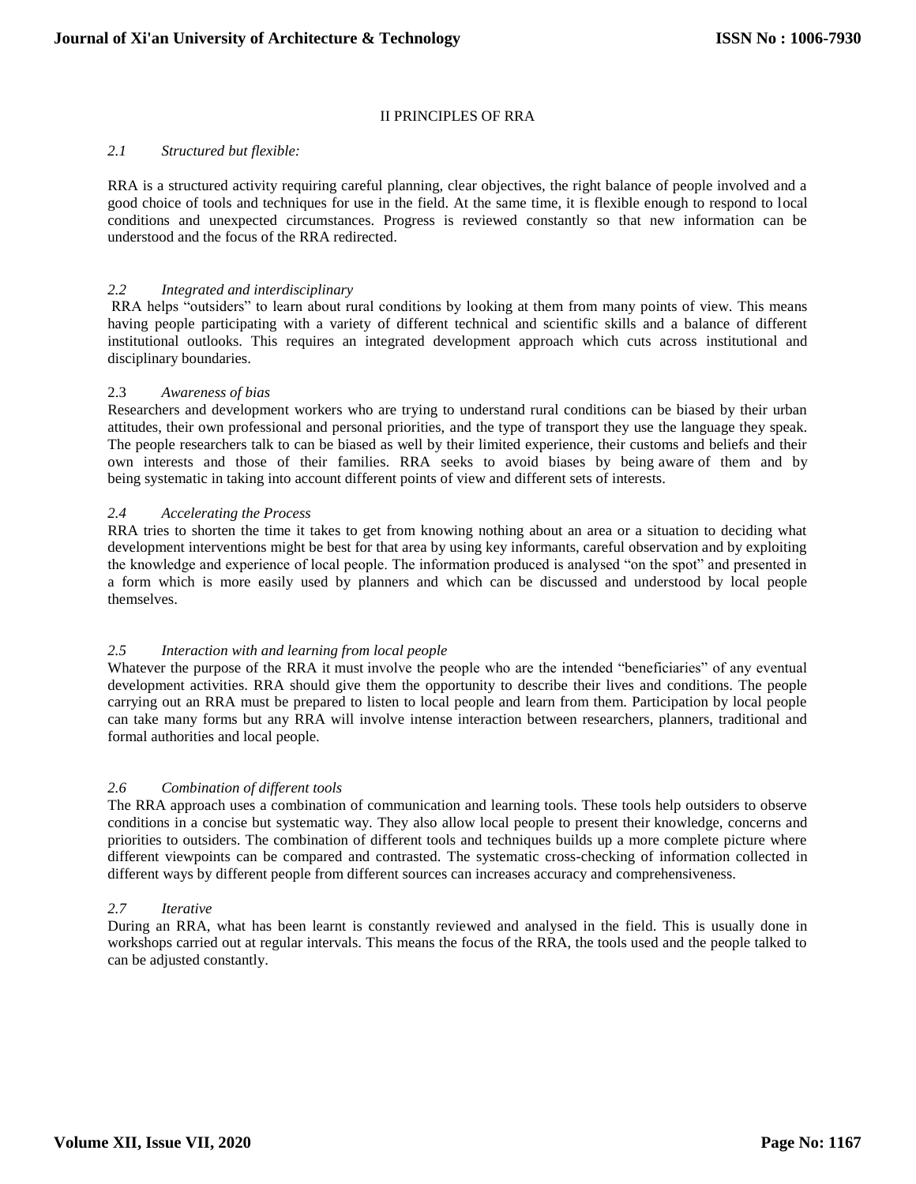## II PRINCIPLES OF RRA

### *2.1 Structured but flexible:*

RRA is a structured activity requiring careful planning, clear objectives, the right balance of people involved and a good choice of tools and techniques for use in the field. At the same time, it is flexible enough to respond to local conditions and unexpected circumstances. Progress is reviewed constantly so that new information can be understood and the focus of the RRA redirected.

### *2.2 Integrated and interdisciplinary*

RRA helps "outsiders" to learn about rural conditions by looking at them from many points of view. This means having people participating with a variety of different technical and scientific skills and a balance of different institutional outlooks. This requires an integrated development approach which cuts across institutional and disciplinary boundaries.

### 2.3 *Awareness of bias*

Researchers and development workers who are trying to understand rural conditions can be biased by their urban attitudes, their own professional and personal priorities, and the type of transport they use the language they speak. The people researchers talk to can be biased as well by their limited experience, their customs and beliefs and their own interests and those of their families. RRA seeks to avoid biases by being aware of them and by being systematic in taking into account different points of view and different sets of interests.

### *2.4 Accelerating the Process*

RRA tries to shorten the time it takes to get from knowing nothing about an area or a situation to deciding what development interventions might be best for that area by using key informants, careful observation and by exploiting the knowledge and experience of local people. The information produced is analysed "on the spot" and presented in a form which is more easily used by planners and which can be discussed and understood by local people themselves.

### *2.5 Interaction with and learning from local people*

Whatever the purpose of the RRA it must involve the people who are the intended "beneficiaries" of any eventual development activities. RRA should give them the opportunity to describe their lives and conditions. The people carrying out an RRA must be prepared to listen to local people and learn from them. Participation by local people can take many forms but any RRA will involve intense interaction between researchers, planners, traditional and formal authorities and local people.

### *2.6 Combination of different tools*

The RRA approach uses a combination of communication and learning tools. These tools help outsiders to observe conditions in a concise but systematic way. They also allow local people to present their knowledge, concerns and priorities to outsiders. The combination of different tools and techniques builds up a more complete picture where different viewpoints can be compared and contrasted. The systematic cross-checking of information collected in different ways by different people from different sources can increases accuracy and comprehensiveness.

### *2.7 Iterative*

During an RRA, what has been learnt is constantly reviewed and analysed in the field. This is usually done in workshops carried out at regular intervals. This means the focus of the RRA, the tools used and the people talked to can be adjusted constantly.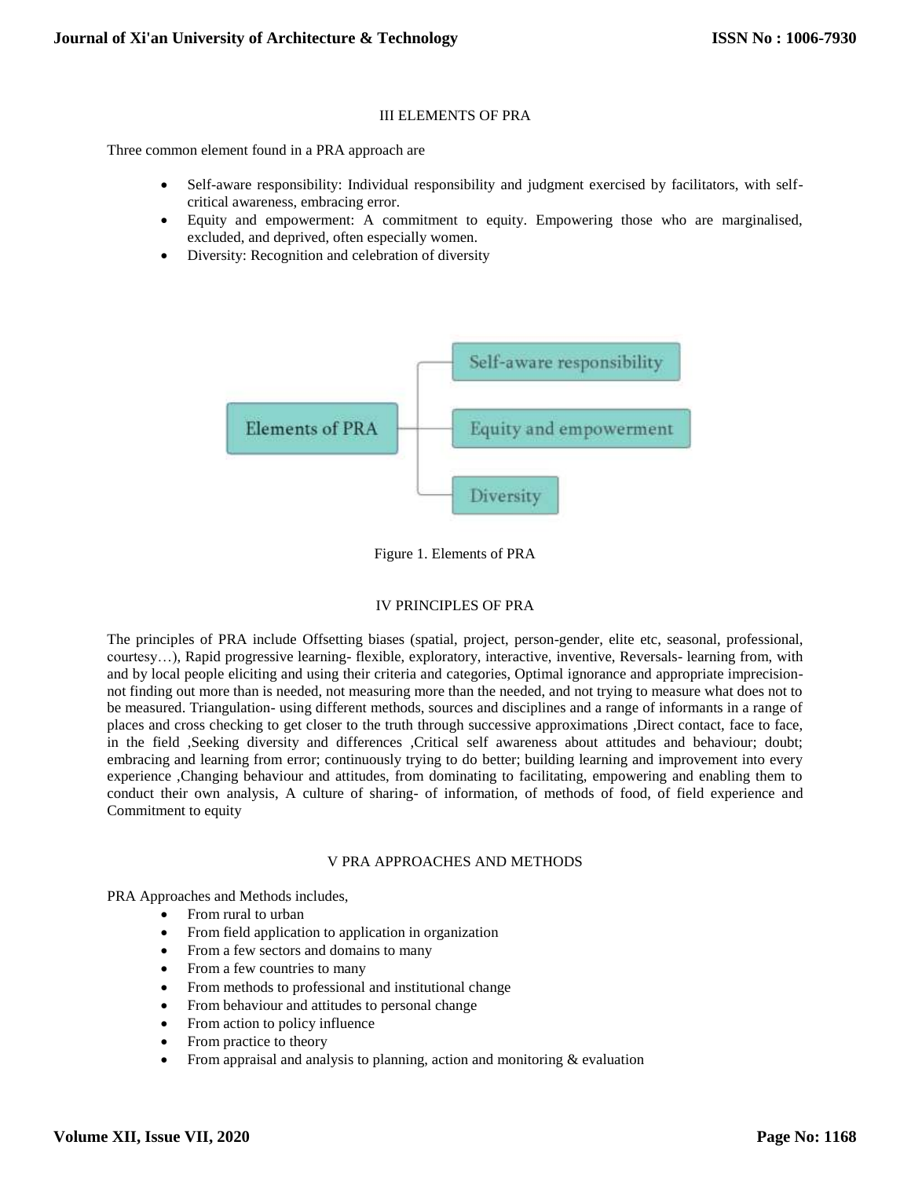## III ELEMENTS OF PRA

Three common element found in a PRA approach are

- Self-aware responsibility: Individual responsibility and judgment exercised by facilitators, with self-critical awareness, embracing error.
- Equity and empowerment: A commitment to equity. Empowering those who are marginalised, excluded, and deprived, often especially women.
- Diversity: Recognition and celebration of diversity

Elements of PRA: Self-aware responsibility; Equity and empowerment; Diversity

Figure 1. Elements of PRA

## IV PRINCIPLES OF PRA

The principles of PRA include Offsetting biases (spatial, project, person-gender, elite etc, seasonal, professional, courtesy…), Rapid progressive learning- flexible, exploratory, interactive, inventive, Reversals- learning from, with and by local people eliciting and using their criteria and categories, Optimal ignorance and appropriate imprecision- not finding out more than is needed, not measuring more than the needed, and not trying to measure what does not to be measured. Triangulation- using different methods, sources and disciplines and a range of informants in a range of places and cross checking to get closer to the truth through successive approximations ,Direct contact, face to face, in the field ,Seeking diversity and differences ,Critical self awareness about attitudes and behaviour; doubt; embracing and learning from error; continuously trying to do better; building learning and improvement into every experience ,Changing behaviour and attitudes, from dominating to facilitating, empowering and enabling them to conduct their own analysis, A culture of sharing- of information, of methods of food, of field experience and Commitment to equity

## V PRA APPROACHES AND METHODS

PRA Approaches and Methods includes,

- From rural to urban
- From field application to application in organization
- From a few sectors and domains to many
- From a few countries to many
- From methods to professional and institutional change
- From behaviour and attitudes to personal change
- From action to policy influence
- From practice to theory
- From appraisal and analysis to planning, action and monitoring & evaluation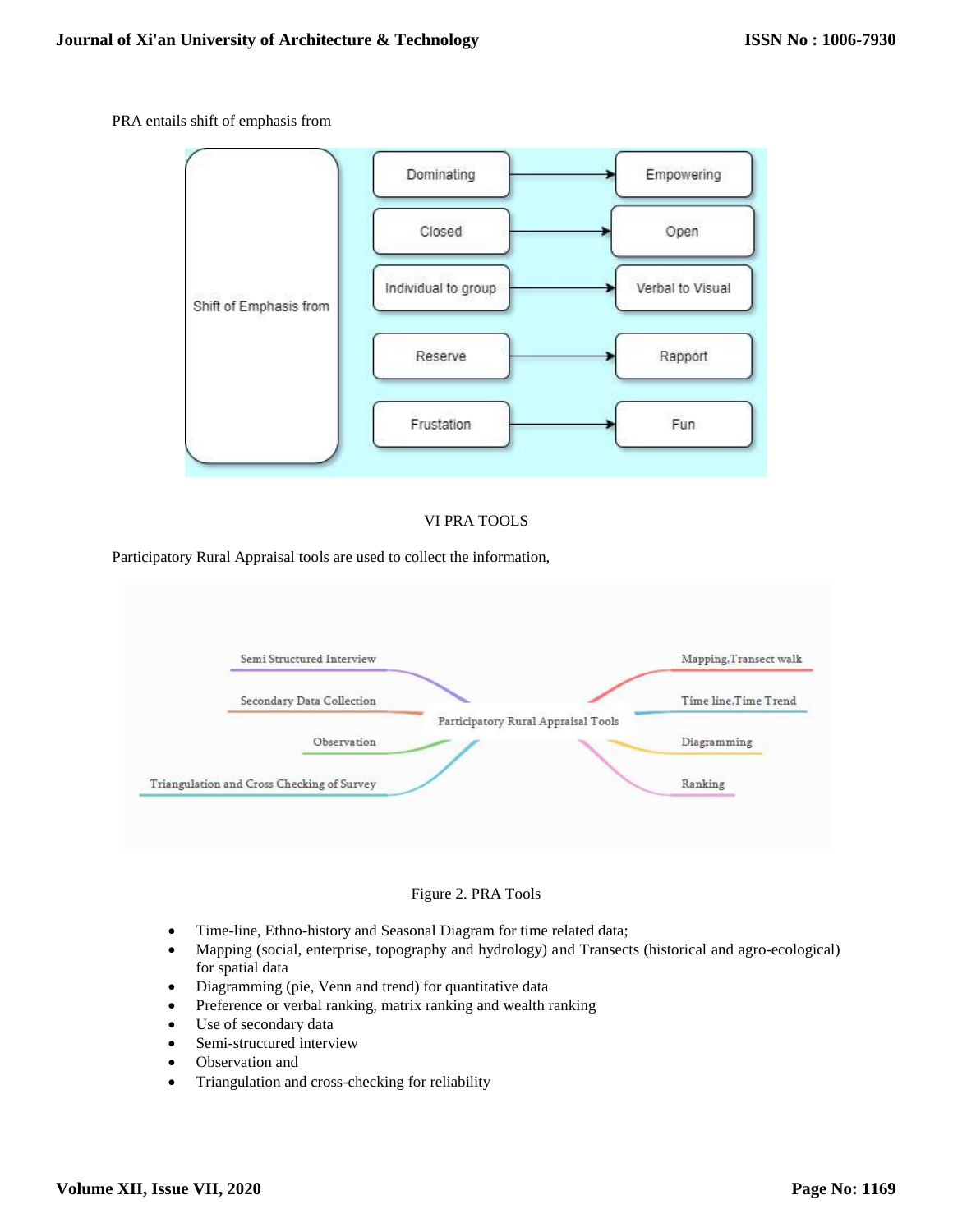PRA entails shift of emphasis from

VI PRA TOOLS

Participatory Rural Appraisal tools are used to collect the information,

Figure 2. PRA Tools

- Time-line, Ethno-history and Seasonal Diagram for time related data;
- Mapping (social, enterprise, topography and hydrology) and Transects (historical and agro-ecological) for spatial data
- Diagramming (pie, Venn and trend) for quantitative data
- Preference or verbal ranking, matrix ranking and wealth ranking
- Use of secondary data
- Semi-structured interview
- Observation and
- Triangulation and cross-checking for reliability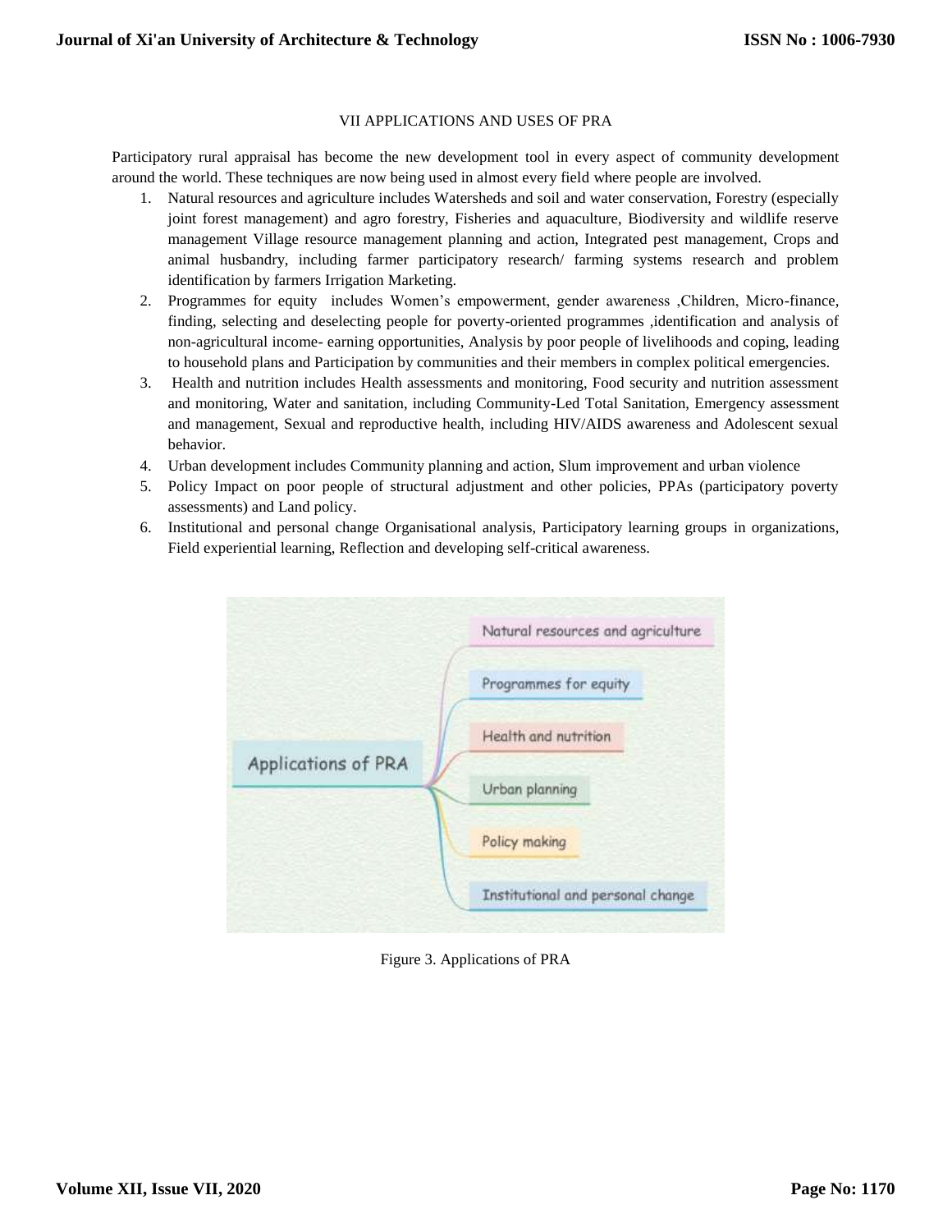## VII APPLICATIONS AND USES OF PRA

Participatory rural appraisal has become the new development tool in every aspect of community development around the world. These techniques are now being used in almost every field where people are involved.

1. Natural resources and agriculture includes Watersheds and soil and water conservation, Forestry (especially joint forest management) and agro forestry, Fisheries and aquaculture, Biodiversity and wildlife reserve management Village resource management planning and action, Integrated pest management, Crops and animal husbandry, including farmer participatory research/ farming systems research and problem identification by farmers Irrigation Marketing.
2. Programmes for equity includes Women's empowerment, gender awareness ,Children, Micro-finance, finding, selecting and deselecting people for poverty-oriented programmes ,identification and analysis of non-agricultural income- earning opportunities, Analysis by poor people of livelihoods and coping, leading to household plans and Participation by communities and their members in complex political emergencies.
3. Health and nutrition includes Health assessments and monitoring, Food security and nutrition assessment and monitoring, Water and sanitation, including Community-Led Total Sanitation, Emergency assessment and management, Sexual and reproductive health, including HIV/AIDS awareness and Adolescent sexual behavior.
4. Urban development includes Community planning and action, Slum improvement and urban violence
5. Policy Impact on poor people of structural adjustment and other policies, PPAs (participatory poverty assessments) and Land policy.
6. Institutional and personal change Organisational analysis, Participatory learning groups in organizations, Field experiential learning, Reflection and developing self-critical awareness.

Applications of PRA
- Natural resources and agriculture
- Programmes for equity
- Health and nutrition
- Urban planning
- Policy making
- Institutional and personal change

Figure 3. Applications of PRA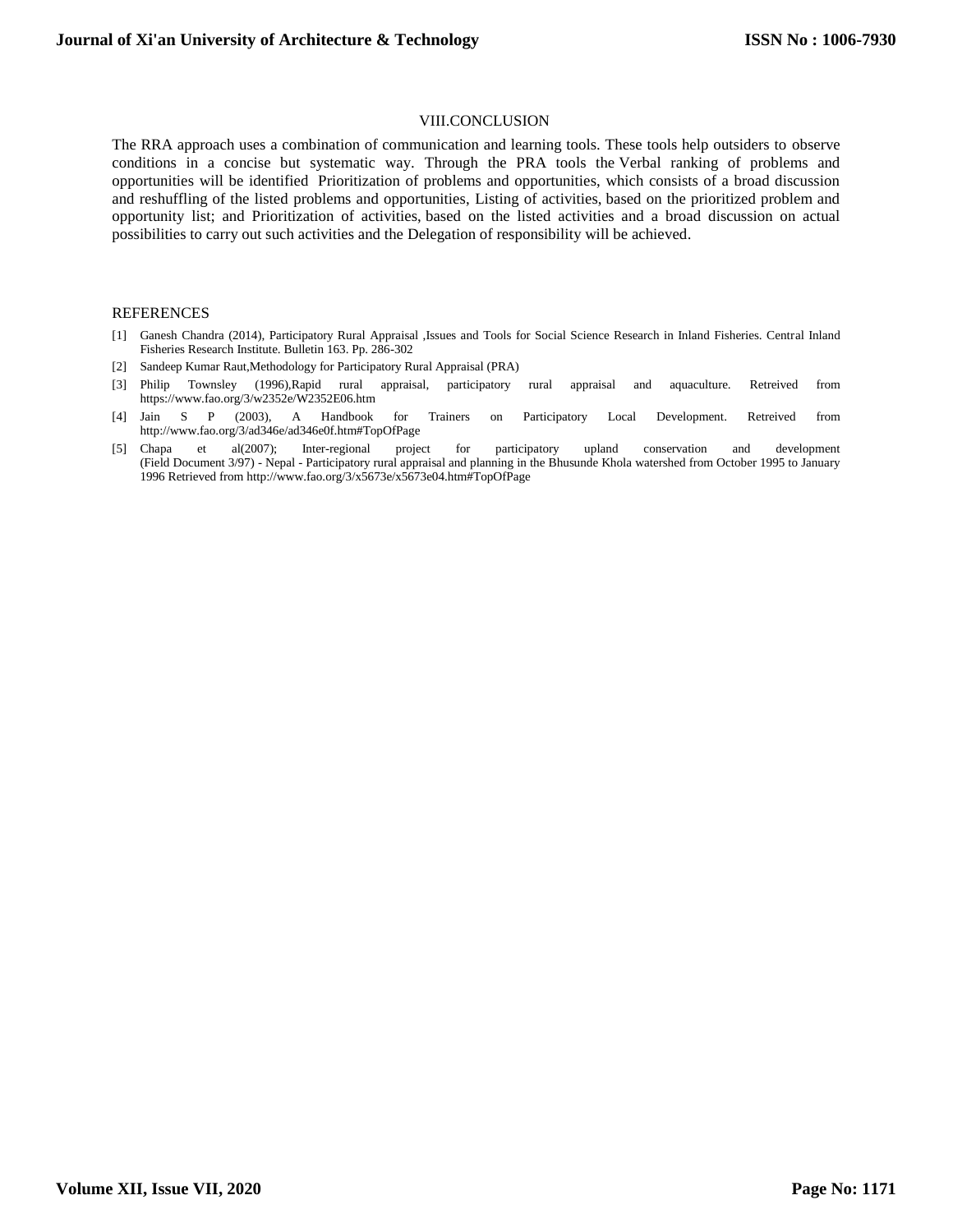## VIII.CONCLUSION

The RRA approach uses a combination of communication and learning tools. These tools help outsiders to observe conditions in a concise but systematic way. Through the PRA tools the Verbal ranking of problems and opportunities will be identified Prioritization of problems and opportunities, which consists of a broad discussion and reshuffling of the listed problems and opportunities, Listing of activities, based on the prioritized problem and opportunity list; and Prioritization of activities, based on the listed activities and a broad discussion on actual possibilities to carry out such activities and the Delegation of responsibility will be achieved.

## REFERENCES

[1] Ganesh Chandra (2014), Participatory Rural Appraisal ,Issues and Tools for Social Science Research in Inland Fisheries. Central Inland Fisheries Research Institute. Bulletin 163. Pp. 286-302

[2] Sandeep Kumar Raut,Methodology for Participatory Rural Appraisal (PRA)

[3] Philip Townsley (1996),Rapid rural appraisal, participatory rural appraisal and aquaculture. Retreived from https://www.fao.org/3/w2352e/W2352E06.htm

[4] Jain S P (2003), A Handbook for Trainers on Participatory Local Development. Retreived from http://www.fao.org/3/ad346e/ad346e0f.htm#TopOfPage

[5] Chapa et al(2007); Inter-regional project for participatory upland conservation and development (Field Document 3/97) - Nepal - Participatory rural appraisal and planning in the Bhusunde Khola watershed from October 1995 to January 1996 Retrieved from http://www.fao.org/3/x5673e/x5673e04.htm#TopOfPage